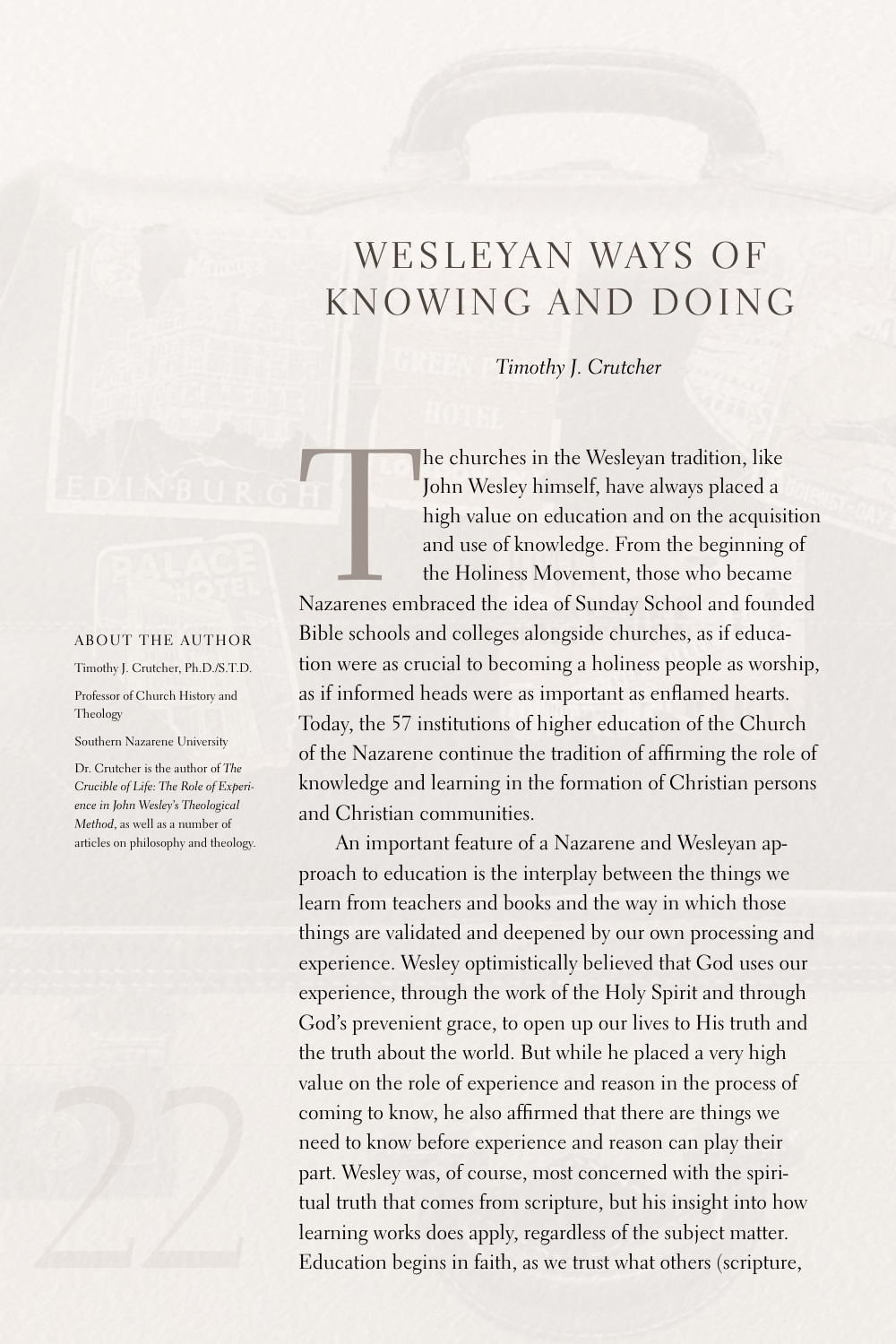# WESLEYAN WAYS OF KNOWING AND DOING

*Timothy J. Crutcher*

### ABOUT THE AUTHOR

Timothy J. Crutcher, Ph.D./S.T.D.

Professor of Church History and Theology

Southern Nazarene University

Dr. Crutcher is the author of *The Crucible of Life: The Role of Experience in John Wesley's Theological Method*, as well as a number of articles on philosophy and theology.

The churches in the Wesleyan tradition, like John Wesley himself, have always placed a high value on education and on the acquisition and use of knowledge. From the beginning of the Holiness Movement, those who became Nazarenes embraced the idea of Sunday School and founded Bible schools and colleges alongside churches, as if education were as crucial to becoming a holiness people as worship, as if informed heads were as important as enflamed hearts. Today, the 57 institutions of higher education of the Church of the Nazarene continue the tradition of affirming the role of knowledge and learning in the formation of Christian persons and Christian communities.

An important feature of a Nazarene and Wesleyan approach to education is the interplay between the things we learn from teachers and books and the way in which those things are validated and deepened by our own processing and experience. Wesley optimistically believed that God uses our experience, through the work of the Holy Spirit and through God's prevenient grace, to open up our lives to His truth and the truth about the world. But while he placed a very high value on the role of experience and reason in the process of coming to know, he also affirmed that there are things we need to know before experience and reason can play their part. Wesley was, of course, most concerned with the spiritual truth that comes from scripture, but his insight into how learning works does apply, regardless of the subject matter. Education begins in faith, as we trust what others (scripture,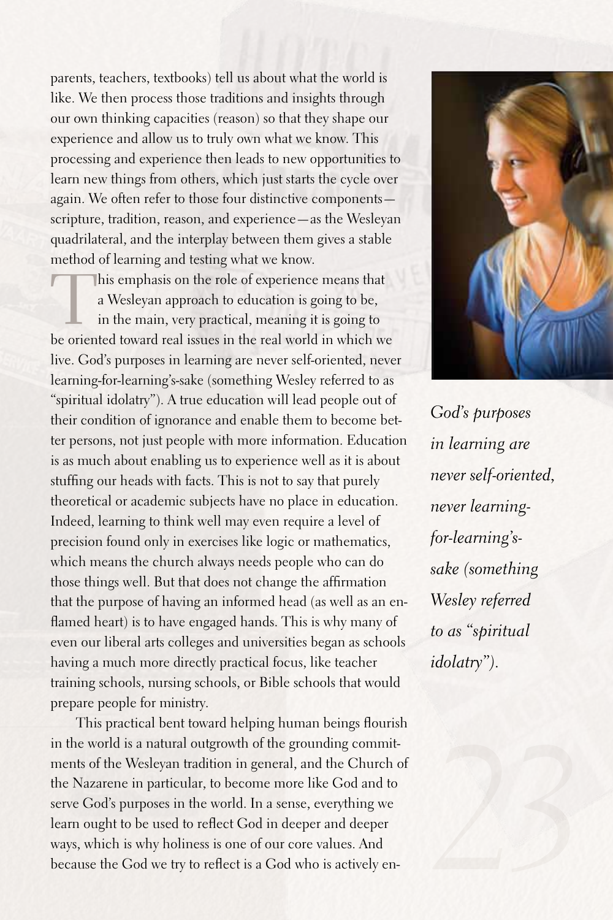parents, teachers, textbooks) tell us about what the world is like. We then process those traditions and insights through our own thinking capacities (reason) so that they shape our experience and allow us to truly own what we know. This processing and experience then leads to new opportunities to learn new things from others, which just starts the cycle over again. We often refer to those four distinctive components—scripture, tradition, reason, and experience—as the Wesleyan quadrilateral, and the interplay between them gives a stable method of learning and testing what we know.

This emphasis on the role of experience means that a Wesleyan approach to education is going to be, in the main, very practical, meaning it is going to be oriented toward real issues in the real world in which we live. God's purposes in learning are never self-oriented, never learning-for-learning's-sake (something Wesley referred to as "spiritual idolatry"). A true education will lead people out of their condition of ignorance and enable them to become better persons, not just people with more information. Education is as much about enabling us to experience well as it is about stuffing our heads with facts. This is not to say that purely theoretical or academic subjects have no place in education. Indeed, learning to think well may even require a level of precision found only in exercises like logic or mathematics, which means the church always needs people who can do those things well. But that does not change the affirmation that the purpose of having an informed head (as well as an enflamed heart) is to have engaged hands. This is why many of even our liberal arts colleges and universities began as schools having a much more directly practical focus, like teacher training schools, nursing schools, or Bible schools that would prepare people for ministry.

*God's purposes in learning are never self-oriented, never learning-for-learning's-sake (something Wesley referred to as "spiritual idolatry").*

This practical bent toward helping human beings flourish in the world is a natural outgrowth of the grounding commitments of the Wesleyan tradition in general, and the Church of the Nazarene in particular, to become more like God and to serve God's purposes in the world. In a sense, everything we learn ought to be used to reflect God in deeper and deeper ways, which is why holiness is one of our core values. And because the God we try to reflect is a God who is actively en-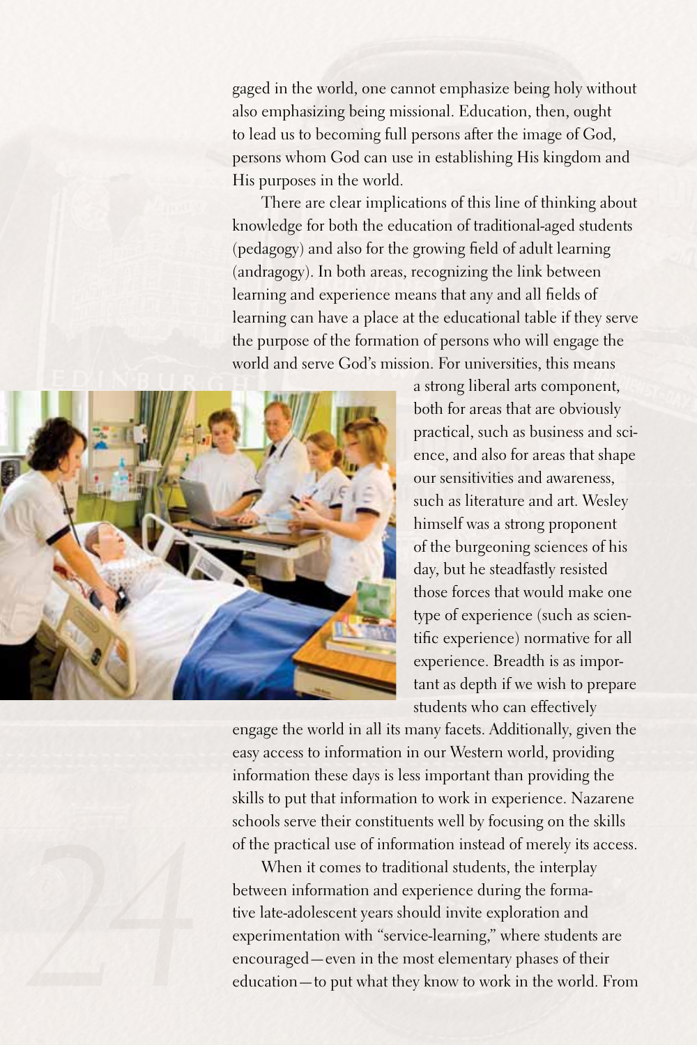gaged in the world, one cannot emphasize being holy without also emphasizing being missional. Education, then, ought to lead us to becoming full persons after the image of God, persons whom God can use in establishing His kingdom and His purposes in the world.

There are clear implications of this line of thinking about knowledge for both the education of traditional-aged students (pedagogy) and also for the growing field of adult learning (andragogy). In both areas, recognizing the link between learning and experience means that any and all fields of learning can have a place at the educational table if they serve the purpose of the formation of persons who will engage the world and serve God's mission. For universities, this means a strong liberal arts component, both for areas that are obviously practical, such as business and science, and also for areas that shape our sensitivities and awareness, such as literature and art. Wesley himself was a strong proponent of the burgeoning sciences of his day, but he steadfastly resisted those forces that would make one type of experience (such as scientific experience) normative for all experience. Breadth is as important as depth if we wish to prepare students who can effectively engage the world in all its many facets. Additionally, given the easy access to information in our Western world, providing information these days is less important than providing the skills to put that information to work in experience. Nazarene schools serve their constituents well by focusing on the skills of the practical use of information instead of merely its access.

When it comes to traditional students, the interplay between information and experience during the formative late-adolescent years should invite exploration and experimentation with "service-learning," where students are encouraged—even in the most elementary phases of their education—to put what they know to work in the world. From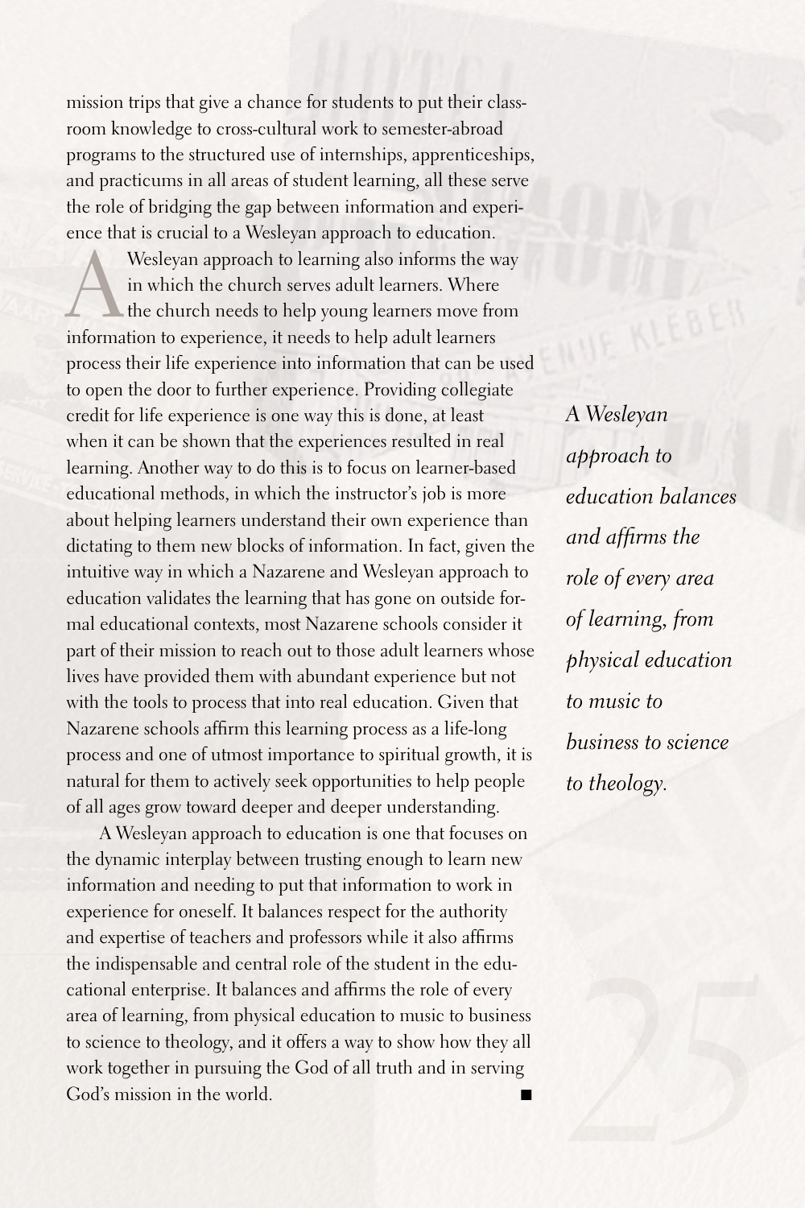mission trips that give a chance for students to put their classroom knowledge to cross-cultural work to semester-abroad programs to the structured use of internships, apprenticeships, and practicums in all areas of student learning, all these serve the role of bridging the gap between information and experience that is crucial to a Wesleyan approach to education.

A Wesleyan approach to learning also informs the way in which the church serves adult learners. Where the church needs to help young learners move from information to experience, it needs to help adult learners process their life experience into information that can be used to open the door to further experience. Providing collegiate credit for life experience is one way this is done, at least when it can be shown that the experiences resulted in real learning. Another way to do this is to focus on learner-based educational methods, in which the instructor's job is more about helping learners understand their own experience than dictating to them new blocks of information. In fact, given the intuitive way in which a Nazarene and Wesleyan approach to education validates the learning that has gone on outside formal educational contexts, most Nazarene schools consider it part of their mission to reach out to those adult learners whose lives have provided them with abundant experience but not with the tools to process that into real education. Given that Nazarene schools affirm this learning process as a life-long process and one of utmost importance to spiritual growth, it is natural for them to actively seek opportunities to help people of all ages grow toward deeper and deeper understanding.

A Wesleyan approach to education is one that focuses on the dynamic interplay between trusting enough to learn new information and needing to put that information to work in experience for oneself. It balances respect for the authority and expertise of teachers and professors while it also affirms the indispensable and central role of the student in the educational enterprise. It balances and affirms the role of every area of learning, from physical education to music to business to science to theology, and it offers a way to show how they all work together in pursuing the God of all truth and in serving God's mission in the world. ■

*A Wesleyan approach to education balances and affirms the role of every area of learning, from physical education to music to business to science to theology.*